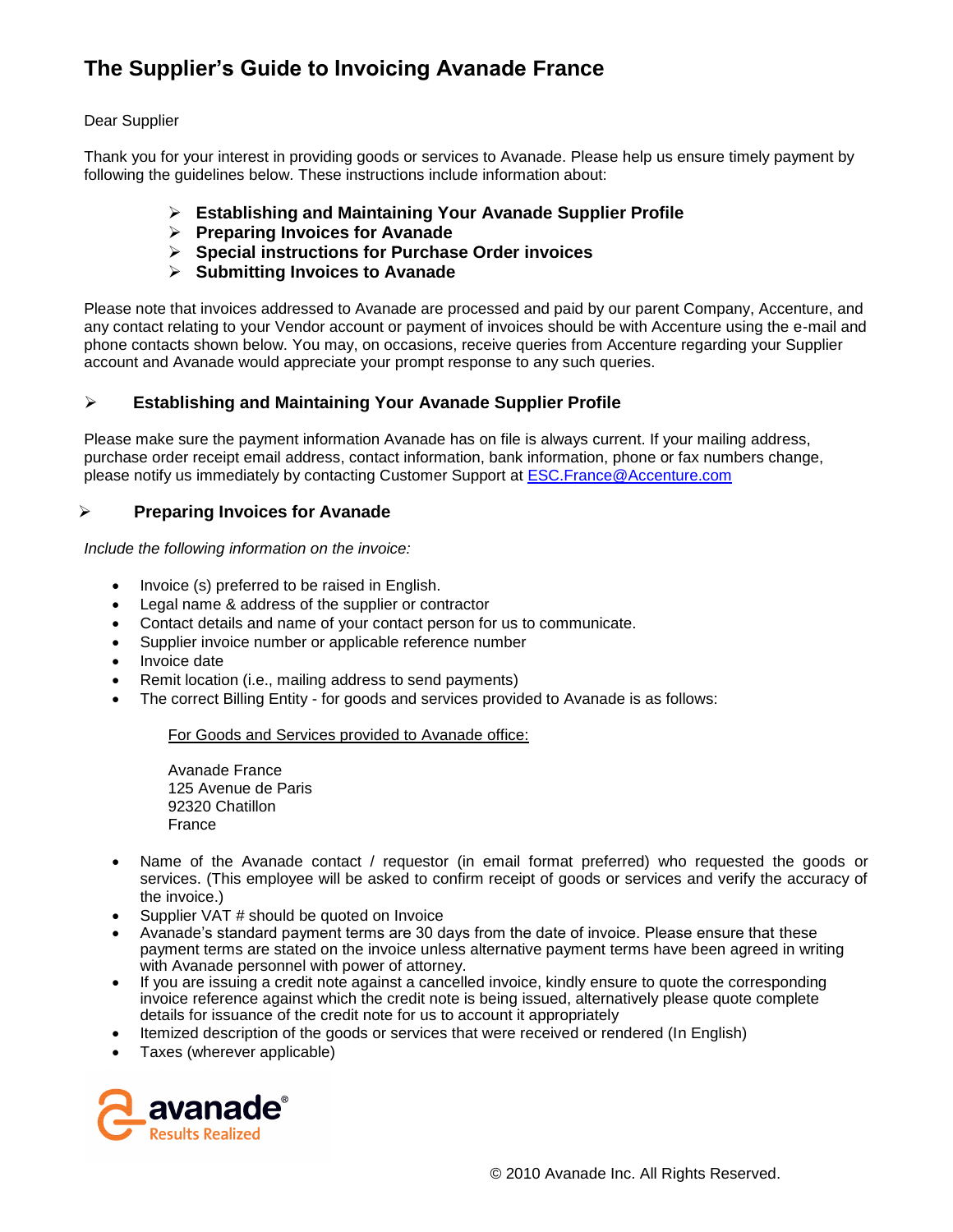# The Supplier's Guide to Invoicing Avanade France

Dear Supplier

Thank you for your interest in providing goods or services to Avanade. Please help us ensure timely payment by following the guidelines below. These instructions include information about:

- **Establishing and Maintaining Your Avanade Supplier Profile**
- **Preparing Invoices for Avanade**
- **Special instructions for Purchase Order invoices**
- **Submitting Invoices to Avanade**

Please note that invoices addressed to Avanade are processed and paid by our parent Company, Accenture, and any contact relating to your Vendor account or payment of invoices should be with Accenture using the e-mail and phone contacts shown below. You may, on occasions, receive queries from Accenture regarding your Supplier account and Avanade would appreciate your prompt response to any such queries.

## Establishing and Maintaining Your Avanade Supplier Profile

Please make sure the payment information Avanade has on file is always current. If your mailing address, purchase order receipt email address, contact information, bank information, phone or fax numbers change, please notify us immediately by contacting Customer Support at ESC.France@Accenture.com

## Preparing Invoices for Avanade

*Include the following information on the invoice:*

- Invoice (s) preferred to be raised in English.
- Legal name & address of the supplier or contractor
- Contact details and name of your contact person for us to communicate.
- Supplier invoice number or applicable reference number
- Invoice date
- Remit location (i.e., mailing address to send payments)
- The correct Billing Entity - for goods and services provided to Avanade is as follows:

  For Goods and Services provided to Avanade office:

  Avanade France
  125 Avenue de Paris
  92320 Chatillon
  France

- Name of the Avanade contact / requestor (in email format preferred) who requested the goods or services. (This employee will be asked to confirm receipt of goods or services and verify the accuracy of the invoice.)
- Supplier VAT # should be quoted on Invoice
- Avanade's standard payment terms are 30 days from the date of invoice. Please ensure that these payment terms are stated on the invoice unless alternative payment terms have been agreed in writing with Avanade personnel with power of attorney.
- If you are issuing a credit note against a cancelled invoice, kindly ensure to quote the corresponding invoice reference against which the credit note is being issued, alternatively please quote complete details for issuance of the credit note for us to account it appropriately
- Itemized description of the goods or services that were received or rendered (In English)
- Taxes (wherever applicable)

avanade® Results Realized

© 2010 Avanade Inc. All Rights Reserved.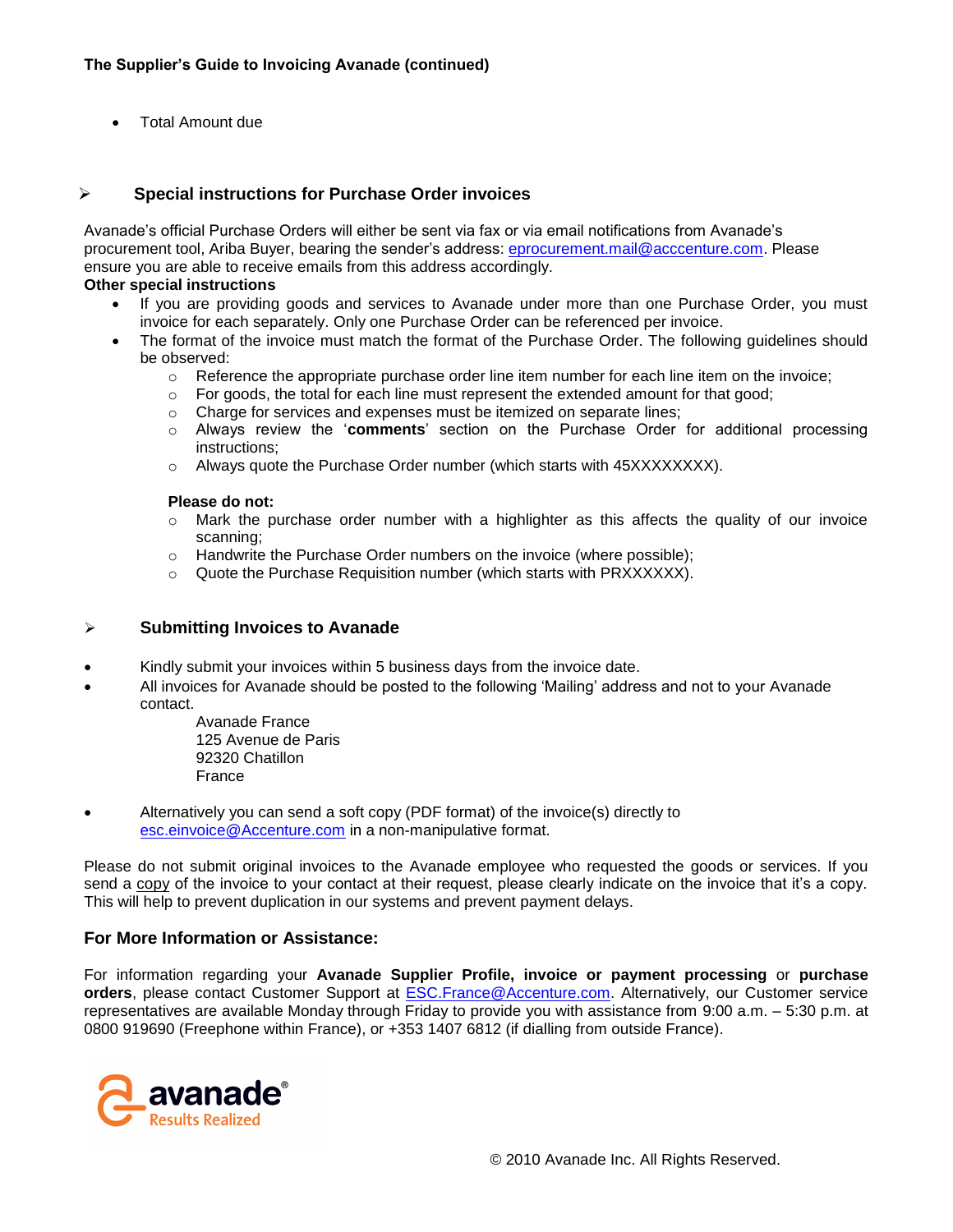- Total Amount due

## Special instructions for Purchase Order invoices

Avanade's official Purchase Orders will either be sent via fax or via email notifications from Avanade's procurement tool, Ariba Buyer, bearing the sender's address: eprocurement.mail@acccenture.com. Please ensure you are able to receive emails from this address accordingly.

**Other special instructions**

- If you are providing goods and services to Avanade under more than one Purchase Order, you must invoice for each separately. Only one Purchase Order can be referenced per invoice.
- The format of the invoice must match the format of the Purchase Order. The following guidelines should be observed:
  - Reference the appropriate purchase order line item number for each line item on the invoice;
  - For goods, the total for each line must represent the extended amount for that good;
  - Charge for services and expenses must be itemized on separate lines;
  - Always review the '**comments**' section on the Purchase Order for additional processing instructions;
  - Always quote the Purchase Order number (which starts with 45XXXXXXXX).

  **Please do not:**
  - Mark the purchase order number with a highlighter as this affects the quality of our invoice scanning;
  - Handwrite the Purchase Order numbers on the invoice (where possible);
  - Quote the Purchase Requisition number (which starts with PRXXXXXX).

## Submitting Invoices to Avanade

- Kindly submit your invoices within 5 business days from the invoice date.
- All invoices for Avanade should be posted to the following 'Mailing' address and not to your Avanade contact.

  Avanade France
  125 Avenue de Paris
  92320 Chatillon
  France

- Alternatively you can send a soft copy (PDF format) of the invoice(s) directly to esc.einvoice@Accenture.com in a non-manipulative format.

Please do not submit original invoices to the Avanade employee who requested the goods or services. If you send a copy of the invoice to your contact at their request, please clearly indicate on the invoice that it's a copy. This will help to prevent duplication in our systems and prevent payment delays.

## For More Information or Assistance:

For information regarding your **Avanade Supplier Profile, invoice or payment processing** or **purchase orders**, please contact Customer Support at ESC.France@Accenture.com. Alternatively, our Customer service representatives are available Monday through Friday to provide you with assistance from 9:00 a.m. – 5:30 p.m. at 0800 919690 (Freephone within France), or +353 1407 6812 (if dialling from outside France).

avanade® Results Realized

© 2010 Avanade Inc. All Rights Reserved.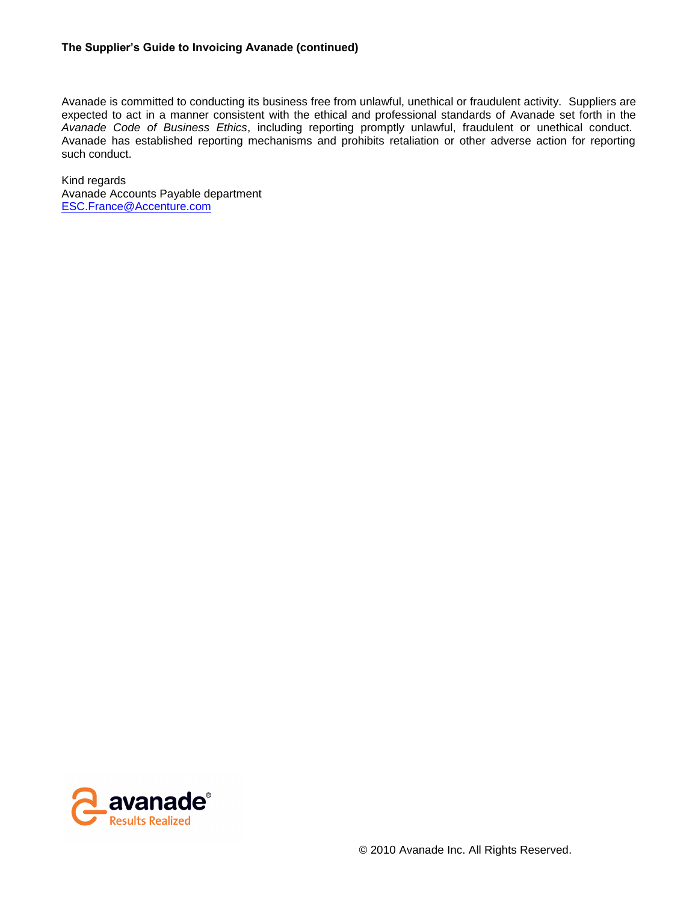Avanade is committed to conducting its business free from unlawful, unethical or fraudulent activity. Suppliers are expected to act in a manner consistent with the ethical and professional standards of Avanade set forth in the *Avanade Code of Business Ethics*, including reporting promptly unlawful, fraudulent or unethical conduct. Avanade has established reporting mechanisms and prohibits retaliation or other adverse action for reporting such conduct.

Kind regards
Avanade Accounts Payable department
ESC.France@Accenture.com

© 2010 Avanade Inc. All Rights Reserved.